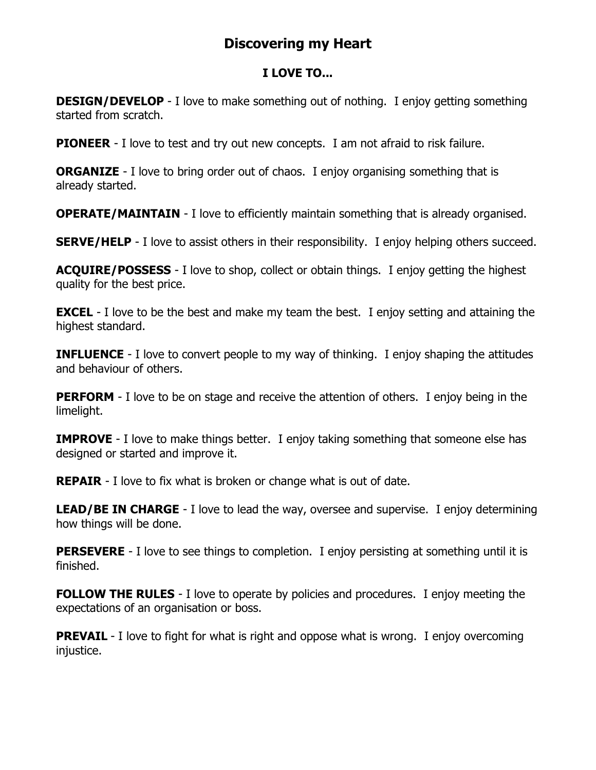# Discovering my Heart

## I LOVE TO...

**DESIGN/DEVELOP** - I love to make something out of nothing. I enjoy getting something started from scratch.

**PIONEER** - I love to test and try out new concepts. I am not afraid to risk failure.

**ORGANIZE** - I love to bring order out of chaos. I enjoy organising something that is already started.

**OPERATE/MAINTAIN** - I love to efficiently maintain something that is already organised.

**SERVE/HELP** - I love to assist others in their responsibility. I enjoy helping others succeed.

**ACQUIRE/POSSESS** - I love to shop, collect or obtain things. I enjoy getting the highest quality for the best price.

**EXCEL** - I love to be the best and make my team the best. I enjoy setting and attaining the highest standard.

**INFLUENCE** - I love to convert people to my way of thinking. I enjoy shaping the attitudes and behaviour of others.

**PERFORM** - I love to be on stage and receive the attention of others. I enjoy being in the limelight.

**IMPROVE** - I love to make things better. I enjoy taking something that someone else has designed or started and improve it.

**REPAIR** - I love to fix what is broken or change what is out of date.

**LEAD/BE IN CHARGE** - I love to lead the way, oversee and supervise. I enjoy determining how things will be done.

**PERSEVERE** - I love to see things to completion. I enjoy persisting at something until it is finished.

**FOLLOW THE RULES** - I love to operate by policies and procedures. I enjoy meeting the expectations of an organisation or boss.

**PREVAIL** - I love to fight for what is right and oppose what is wrong. I enjoy overcoming injustice.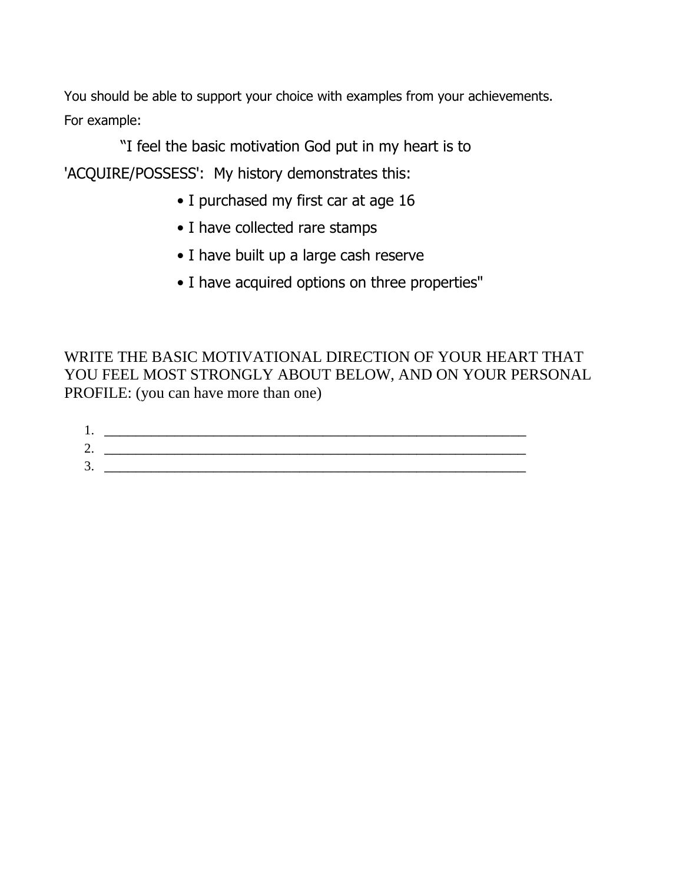You should be able to support your choice with examples from your achievements.

For example:

"I feel the basic motivation God put in my heart is to 'ACQUIRE/POSSESS': My history demonstrates this:

- I purchased my first car at age 16
- I have collected rare stamps
- I have built up a large cash reserve
- I have acquired options on three properties"

WRITE THE BASIC MOTIVATIONAL DIRECTION OF YOUR HEART THAT YOU FEEL MOST STRONGLY ABOUT BELOW, AND ON YOUR PERSONAL PROFILE: (you can have more than one)

1. ______________________________________________________________
2. ______________________________________________________________
3. ______________________________________________________________